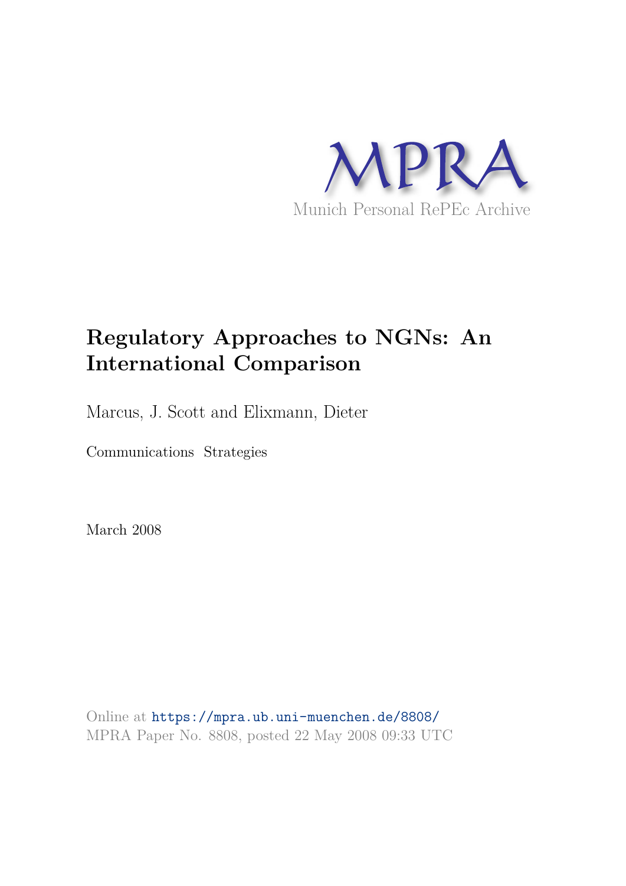MPRA

Munich Personal RePEc Archive

# Regulatory Approaches to NGNs: An International Comparison

Marcus, J. Scott and Elixmann, Dieter

Communications Strategies

March 2008

Online at https://mpra.ub.uni-muenchen.de/8808/
MPRA Paper No. 8808, posted 22 May 2008 09:33 UTC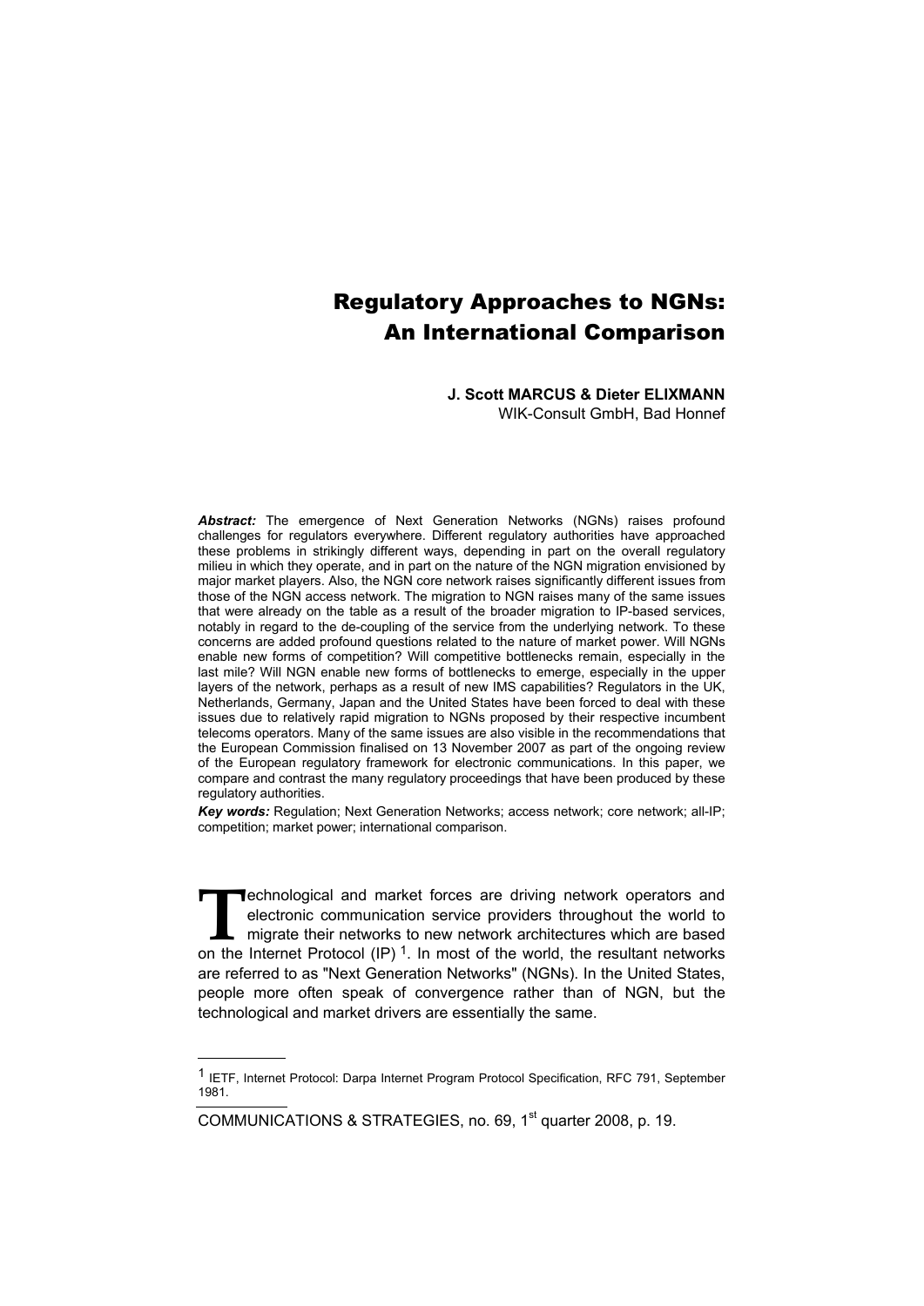# Regulatory Approaches to NGNs: An International Comparison

**J. Scott MARCUS & Dieter ELIXMANN**
WIK-Consult GmbH, Bad Honnef

***Abstract:*** The emergence of Next Generation Networks (NGNs) raises profound challenges for regulators everywhere. Different regulatory authorities have approached these problems in strikingly different ways, depending in part on the overall regulatory milieu in which they operate, and in part on the nature of the NGN migration envisioned by major market players. Also, the NGN core network raises significantly different issues from those of the NGN access network. The migration to NGN raises many of the same issues that were already on the table as a result of the broader migration to IP-based services, notably in regard to the de-coupling of the service from the underlying network. To these concerns are added profound questions related to the nature of market power. Will NGNs enable new forms of competition? Will competitive bottlenecks remain, especially in the last mile? Will NGN enable new forms of bottlenecks to emerge, especially in the upper layers of the network, perhaps as a result of new IMS capabilities? Regulators in the UK, Netherlands, Germany, Japan and the United States have been forced to deal with these issues due to relatively rapid migration to NGNs proposed by their respective incumbent telecoms operators. Many of the same issues are also visible in the recommendations that the European Commission finalised on 13 November 2007 as part of the ongoing review of the European regulatory framework for electronic communications. In this paper, we compare and contrast the many regulatory proceedings that have been produced by these regulatory authorities.

***Key words:*** Regulation; Next Generation Networks; access network; core network; all-IP; competition; market power; international comparison.

Technological and market forces are driving network operators and electronic communication service providers throughout the world to migrate their networks to new network architectures which are based on the Internet Protocol (IP) [1]. In most of the world, the resultant networks are referred to as "Next Generation Networks" (NGNs). In the United States, people more often speak of convergence rather than of NGN, but the technological and market drivers are essentially the same.

---

[1] IETF, Internet Protocol: Darpa Internet Program Protocol Specification, RFC 791, September 1981.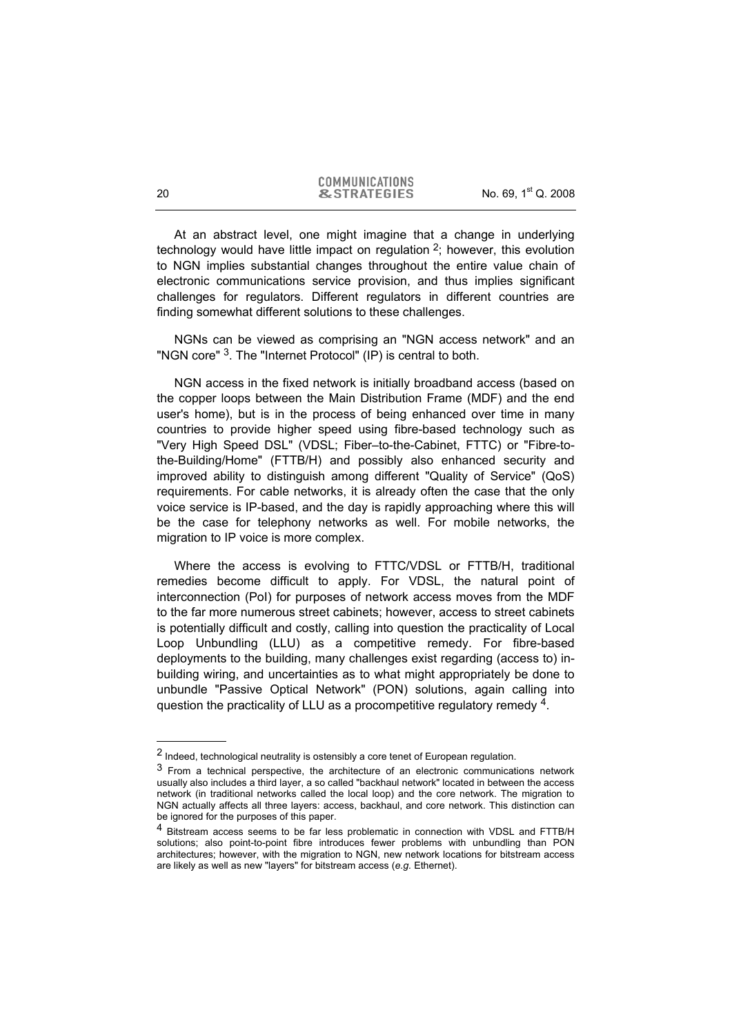At an abstract level, one might imagine that a change in underlying technology would have little impact on regulation [2]; however, this evolution to NGN implies substantial changes throughout the entire value chain of electronic communications service provision, and thus implies significant challenges for regulators. Different regulators in different countries are finding somewhat different solutions to these challenges.

NGNs can be viewed as comprising an "NGN access network" and an "NGN core" [3]. The "Internet Protocol" (IP) is central to both.

NGN access in the fixed network is initially broadband access (based on the copper loops between the Main Distribution Frame (MDF) and the end user's home), but is in the process of being enhanced over time in many countries to provide higher speed using fibre-based technology such as "Very High Speed DSL" (VDSL; Fiber–to-the-Cabinet, FTTC) or "Fibre-to-the-Building/Home" (FTTB/H) and possibly also enhanced security and improved ability to distinguish among different "Quality of Service" (QoS) requirements. For cable networks, it is already often the case that the only voice service is IP-based, and the day is rapidly approaching where this will be the case for telephony networks as well. For mobile networks, the migration to IP voice is more complex.

Where the access is evolving to FTTC/VDSL or FTTB/H, traditional remedies become difficult to apply. For VDSL, the natural point of interconnection (PoI) for purposes of network access moves from the MDF to the far more numerous street cabinets; however, access to street cabinets is potentially difficult and costly, calling into question the practicality of Local Loop Unbundling (LLU) as a competitive remedy. For fibre-based deployments to the building, many challenges exist regarding (access to) in-building wiring, and uncertainties as to what might appropriately be done to unbundle "Passive Optical Network" (PON) solutions, again calling into question the practicality of LLU as a procompetitive regulatory remedy [4].

---

[2] Indeed, technological neutrality is ostensibly a core tenet of European regulation.

[3] From a technical perspective, the architecture of an electronic communications network usually also includes a third layer, a so called "backhaul network" located in between the access network (in traditional networks called the local loop) and the core network. The migration to NGN actually affects all three layers: access, backhaul, and core network. This distinction can be ignored for the purposes of this paper.

[4] Bitstream access seems to be far less problematic in connection with VDSL and FTTB/H solutions; also point-to-point fibre introduces fewer problems with unbundling than PON architectures; however, with the migration to NGN, new network locations for bitstream access are likely as well as new "layers" for bitstream access (*e.g.* Ethernet).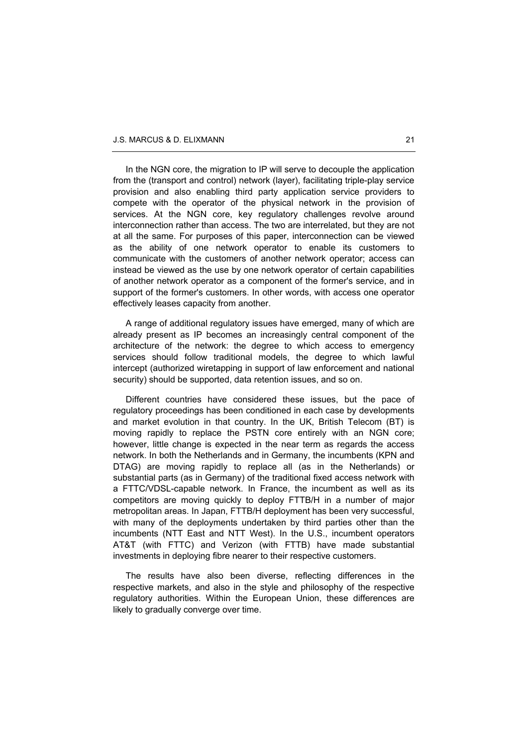In the NGN core, the migration to IP will serve to decouple the application from the (transport and control) network (layer), facilitating triple-play service provision and also enabling third party application service providers to compete with the operator of the physical network in the provision of services. At the NGN core, key regulatory challenges revolve around interconnection rather than access. The two are interrelated, but they are not at all the same. For purposes of this paper, interconnection can be viewed as the ability of one network operator to enable its customers to communicate with the customers of another network operator; access can instead be viewed as the use by one network operator of certain capabilities of another network operator as a component of the former's service, and in support of the former's customers. In other words, with access one operator effectively leases capacity from another.

A range of additional regulatory issues have emerged, many of which are already present as IP becomes an increasingly central component of the architecture of the network: the degree to which access to emergency services should follow traditional models, the degree to which lawful intercept (authorized wiretapping in support of law enforcement and national security) should be supported, data retention issues, and so on.

Different countries have considered these issues, but the pace of regulatory proceedings has been conditioned in each case by developments and market evolution in that country. In the UK, British Telecom (BT) is moving rapidly to replace the PSTN core entirely with an NGN core; however, little change is expected in the near term as regards the access network. In both the Netherlands and in Germany, the incumbents (KPN and DTAG) are moving rapidly to replace all (as in the Netherlands) or substantial parts (as in Germany) of the traditional fixed access network with a FTTC/VDSL-capable network. In France, the incumbent as well as its competitors are moving quickly to deploy FTTB/H in a number of major metropolitan areas. In Japan, FTTB/H deployment has been very successful, with many of the deployments undertaken by third parties other than the incumbents (NTT East and NTT West). In the U.S., incumbent operators AT&T (with FTTC) and Verizon (with FTTB) have made substantial investments in deploying fibre nearer to their respective customers.

The results have also been diverse, reflecting differences in the respective markets, and also in the style and philosophy of the respective regulatory authorities. Within the European Union, these differences are likely to gradually converge over time.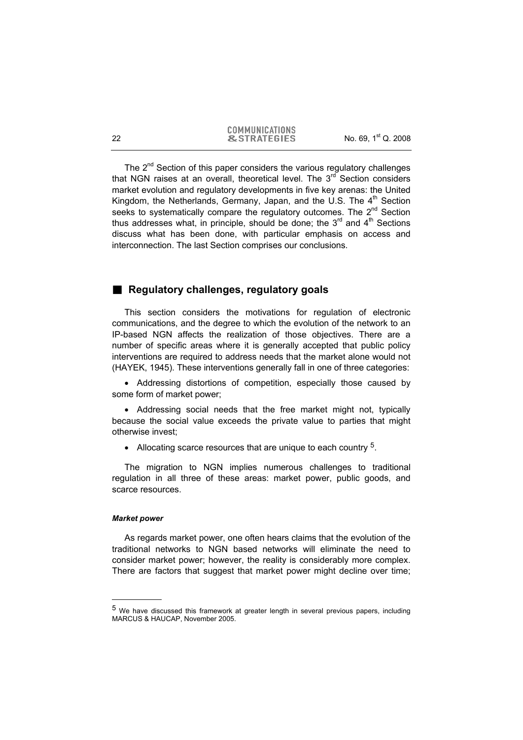The 2nd Section of this paper considers the various regulatory challenges that NGN raises at an overall, theoretical level. The 3rd Section considers market evolution and regulatory developments in five key arenas: the United Kingdom, the Netherlands, Germany, Japan, and the U.S. The 4th Section seeks to systematically compare the regulatory outcomes. The 2nd Section thus addresses what, in principle, should be done; the 3rd and 4th Sections discuss what has been done, with particular emphasis on access and interconnection. The last Section comprises our conclusions.

## Regulatory challenges, regulatory goals

This section considers the motivations for regulation of electronic communications, and the degree to which the evolution of the network to an IP-based NGN affects the realization of those objectives. There are a number of specific areas where it is generally accepted that public policy interventions are required to address needs that the market alone would not (HAYEK, 1945). These interventions generally fall in one of three categories:

- Addressing distortions of competition, especially those caused by some form of market power;
- Addressing social needs that the free market might not, typically because the social value exceeds the private value to parties that might otherwise invest;
- Allocating scarce resources that are unique to each country [5].

The migration to NGN implies numerous challenges to traditional regulation in all three of these areas: market power, public goods, and scarce resources.

### *Market power*

As regards market power, one often hears claims that the evolution of the traditional networks to NGN based networks will eliminate the need to consider market power; however, the reality is considerably more complex. There are factors that suggest that market power might decline over time;

---

[5] We have discussed this framework at greater length in several previous papers, including MARCUS & HAUCAP, November 2005.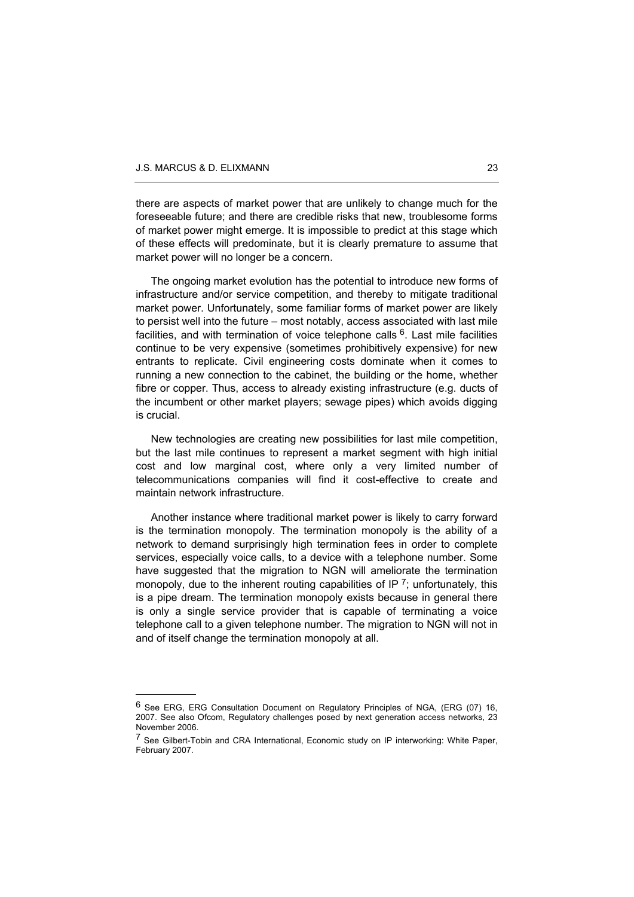there are aspects of market power that are unlikely to change much for the foreseeable future; and there are credible risks that new, troublesome forms of market power might emerge. It is impossible to predict at this stage which of these effects will predominate, but it is clearly premature to assume that market power will no longer be a concern.

The ongoing market evolution has the potential to introduce new forms of infrastructure and/or service competition, and thereby to mitigate traditional market power. Unfortunately, some familiar forms of market power are likely to persist well into the future – most notably, access associated with last mile facilities, and with termination of voice telephone calls [6]. Last mile facilities continue to be very expensive (sometimes prohibitively expensive) for new entrants to replicate. Civil engineering costs dominate when it comes to running a new connection to the cabinet, the building or the home, whether fibre or copper. Thus, access to already existing infrastructure (e.g. ducts of the incumbent or other market players; sewage pipes) which avoids digging is crucial.

New technologies are creating new possibilities for last mile competition, but the last mile continues to represent a market segment with high initial cost and low marginal cost, where only a very limited number of telecommunications companies will find it cost-effective to create and maintain network infrastructure.

Another instance where traditional market power is likely to carry forward is the termination monopoly. The termination monopoly is the ability of a network to demand surprisingly high termination fees in order to complete services, especially voice calls, to a device with a telephone number. Some have suggested that the migration to NGN will ameliorate the termination monopoly, due to the inherent routing capabilities of IP [7]; unfortunately, this is a pipe dream. The termination monopoly exists because in general there is only a single service provider that is capable of terminating a voice telephone call to a given telephone number. The migration to NGN will not in and of itself change the termination monopoly at all.

---

[6] See ERG, ERG Consultation Document on Regulatory Principles of NGA, (ERG (07) 16, 2007. See also Ofcom, Regulatory challenges posed by next generation access networks, 23 November 2006.

[7] See Gilbert-Tobin and CRA International, Economic study on IP interworking: White Paper, February 2007.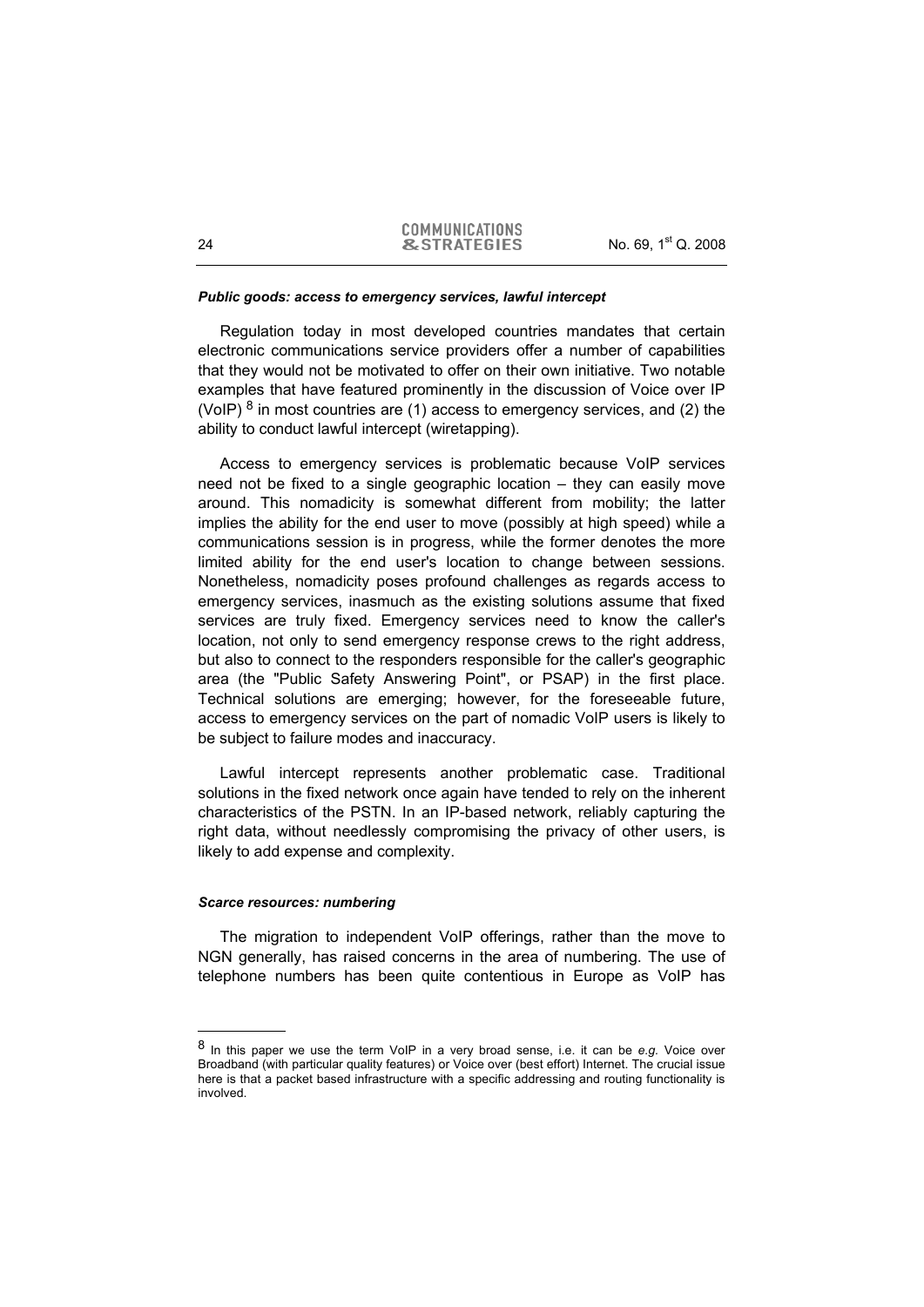#### *Public goods: access to emergency services, lawful intercept*

Regulation today in most developed countries mandates that certain electronic communications service providers offer a number of capabilities that they would not be motivated to offer on their own initiative. Two notable examples that have featured prominently in the discussion of Voice over IP (VoIP) [8] in most countries are (1) access to emergency services, and (2) the ability to conduct lawful intercept (wiretapping).

Access to emergency services is problematic because VoIP services need not be fixed to a single geographic location – they can easily move around. This nomadicity is somewhat different from mobility; the latter implies the ability for the end user to move (possibly at high speed) while a communications session is in progress, while the former denotes the more limited ability for the end user's location to change between sessions. Nonetheless, nomadicity poses profound challenges as regards access to emergency services, inasmuch as the existing solutions assume that fixed services are truly fixed. Emergency services need to know the caller's location, not only to send emergency response crews to the right address, but also to connect to the responders responsible for the caller's geographic area (the "Public Safety Answering Point", or PSAP) in the first place. Technical solutions are emerging; however, for the foreseeable future, access to emergency services on the part of nomadic VoIP users is likely to be subject to failure modes and inaccuracy.

Lawful intercept represents another problematic case. Traditional solutions in the fixed network once again have tended to rely on the inherent characteristics of the PSTN. In an IP-based network, reliably capturing the right data, without needlessly compromising the privacy of other users, is likely to add expense and complexity.

#### *Scarce resources: numbering*

The migration to independent VoIP offerings, rather than the move to NGN generally, has raised concerns in the area of numbering. The use of telephone numbers has been quite contentious in Europe as VoIP has

---

[8] In this paper we use the term VoIP in a very broad sense, i.e. it can be *e.g.* Voice over Broadband (with particular quality features) or Voice over (best effort) Internet. The crucial issue here is that a packet based infrastructure with a specific addressing and routing functionality is involved.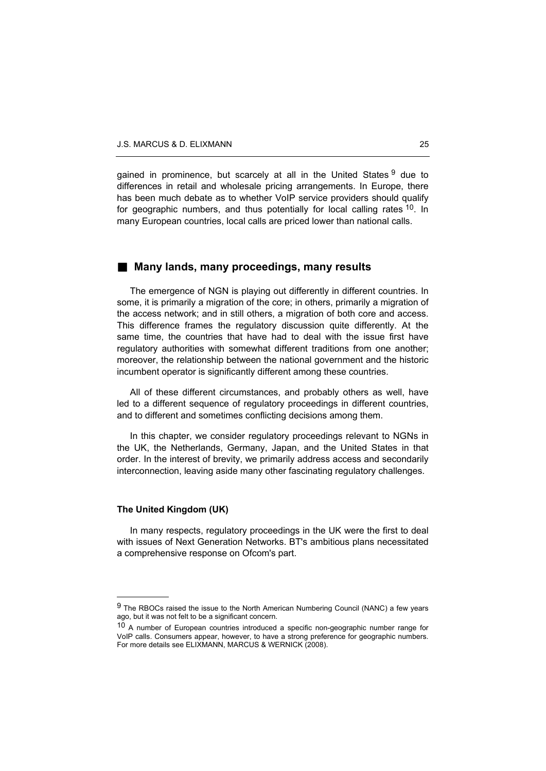gained in prominence, but scarcely at all in the United States [9] due to differences in retail and wholesale pricing arrangements. In Europe, there has been much debate as to whether VoIP service providers should qualify for geographic numbers, and thus potentially for local calling rates [10]. In many European countries, local calls are priced lower than national calls.

## Many lands, many proceedings, many results

The emergence of NGN is playing out differently in different countries. In some, it is primarily a migration of the core; in others, primarily a migration of the access network; and in still others, a migration of both core and access. This difference frames the regulatory discussion quite differently. At the same time, the countries that have had to deal with the issue first have regulatory authorities with somewhat different traditions from one another; moreover, the relationship between the national government and the historic incumbent operator is significantly different among these countries.

All of these different circumstances, and probably others as well, have led to a different sequence of regulatory proceedings in different countries, and to different and sometimes conflicting decisions among them.

In this chapter, we consider regulatory proceedings relevant to NGNs in the UK, the Netherlands, Germany, Japan, and the United States in that order. In the interest of brevity, we primarily address access and secondarily interconnection, leaving aside many other fascinating regulatory challenges.

### The United Kingdom (UK)

In many respects, regulatory proceedings in the UK were the first to deal with issues of Next Generation Networks. BT's ambitious plans necessitated a comprehensive response on Ofcom's part.

---

[9] The RBOCs raised the issue to the North American Numbering Council (NANC) a few years ago, but it was not felt to be a significant concern.

[10] A number of European countries introduced a specific non-geographic number range for VoIP calls. Consumers appear, however, to have a strong preference for geographic numbers. For more details see ELIXMANN, MARCUS & WERNICK (2008).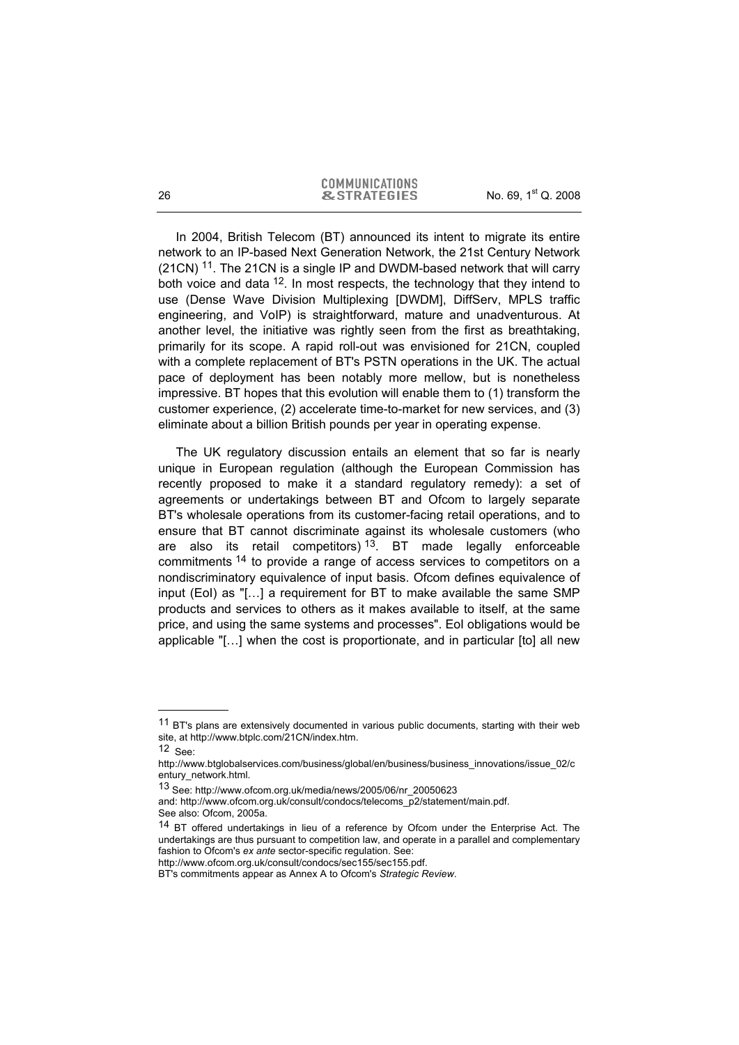In 2004, British Telecom (BT) announced its intent to migrate its entire network to an IP-based Next Generation Network, the 21st Century Network (21CN) [11]. The 21CN is a single IP and DWDM-based network that will carry both voice and data [12]. In most respects, the technology that they intend to use (Dense Wave Division Multiplexing [DWDM], DiffServ, MPLS traffic engineering, and VoIP) is straightforward, mature and unadventurous. At another level, the initiative was rightly seen from the first as breathtaking, primarily for its scope. A rapid roll-out was envisioned for 21CN, coupled with a complete replacement of BT's PSTN operations in the UK. The actual pace of deployment has been notably more mellow, but is nonetheless impressive. BT hopes that this evolution will enable them to (1) transform the customer experience, (2) accelerate time-to-market for new services, and (3) eliminate about a billion British pounds per year in operating expense.

The UK regulatory discussion entails an element that so far is nearly unique in European regulation (although the European Commission has recently proposed to make it a standard regulatory remedy): a set of agreements or undertakings between BT and Ofcom to largely separate BT's wholesale operations from its customer-facing retail operations, and to ensure that BT cannot discriminate against its wholesale customers (who are also its retail competitors) [13]. BT made legally enforceable commitments [14] to provide a range of access services to competitors on a nondiscriminatory equivalence of input basis. Ofcom defines equivalence of input (EoI) as "[…] a requirement for BT to make available the same SMP products and services to others as it makes available to itself, at the same price, and using the same systems and processes". EoI obligations would be applicable "[…] when the cost is proportionate, and in particular [to] all new

---

[11] BT's plans are extensively documented in various public documents, starting with their web site, at http://www.btplc.com/21CN/index.htm.

[12] See: http://www.btglobalservices.com/business/global/en/business/business_innovations/issue_02/century_network.html.

[13] See: http://www.ofcom.org.uk/media/news/2005/06/nr_20050623 and: http://www.ofcom.org.uk/consult/condocs/telecoms_p2/statement/main.pdf. See also: Ofcom, 2005a.

[14] BT offered undertakings in lieu of a reference by Ofcom under the Enterprise Act. The undertakings are thus pursuant to competition law, and operate in a parallel and complementary fashion to Ofcom's *ex ante* sector-specific regulation. See: http://www.ofcom.org.uk/consult/condocs/sec155/sec155.pdf.
BT's commitments appear as Annex A to Ofcom's *Strategic Review*.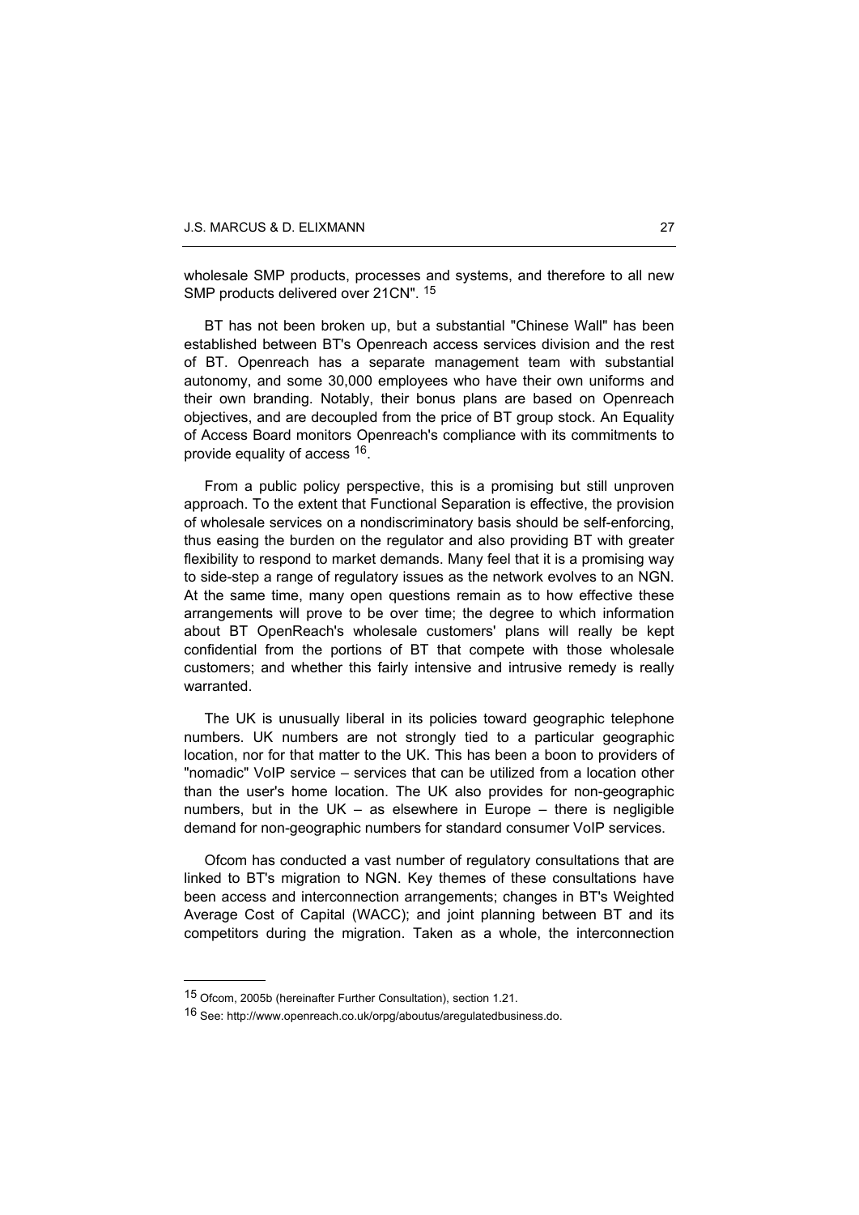wholesale SMP products, processes and systems, and therefore to all new SMP products delivered over 21CN". [15]

BT has not been broken up, but a substantial "Chinese Wall" has been established between BT's Openreach access services division and the rest of BT. Openreach has a separate management team with substantial autonomy, and some 30,000 employees who have their own uniforms and their own branding. Notably, their bonus plans are based on Openreach objectives, and are decoupled from the price of BT group stock. An Equality of Access Board monitors Openreach's compliance with its commitments to provide equality of access [16].

From a public policy perspective, this is a promising but still unproven approach. To the extent that Functional Separation is effective, the provision of wholesale services on a nondiscriminatory basis should be self-enforcing, thus easing the burden on the regulator and also providing BT with greater flexibility to respond to market demands. Many feel that it is a promising way to side-step a range of regulatory issues as the network evolves to an NGN. At the same time, many open questions remain as to how effective these arrangements will prove to be over time; the degree to which information about BT OpenReach's wholesale customers' plans will really be kept confidential from the portions of BT that compete with those wholesale customers; and whether this fairly intensive and intrusive remedy is really warranted.

The UK is unusually liberal in its policies toward geographic telephone numbers. UK numbers are not strongly tied to a particular geographic location, nor for that matter to the UK. This has been a boon to providers of "nomadic" VoIP service – services that can be utilized from a location other than the user's home location. The UK also provides for non-geographic numbers, but in the UK – as elsewhere in Europe – there is negligible demand for non-geographic numbers for standard consumer VoIP services.

Ofcom has conducted a vast number of regulatory consultations that are linked to BT's migration to NGN. Key themes of these consultations have been access and interconnection arrangements; changes in BT's Weighted Average Cost of Capital (WACC); and joint planning between BT and its competitors during the migration. Taken as a whole, the interconnection

---

[15] Ofcom, 2005b (hereinafter Further Consultation), section 1.21.

[16] See: http://www.openreach.co.uk/orpg/aboutus/aregulatedbusiness.do.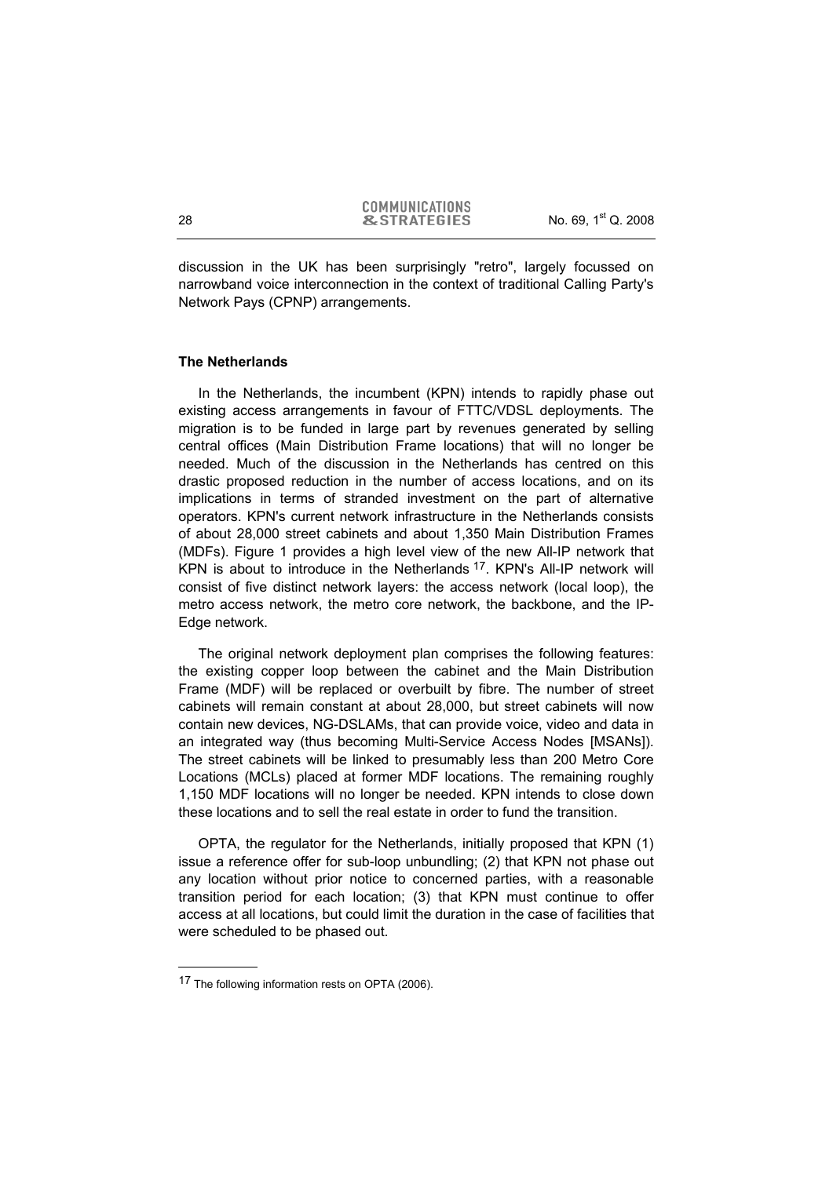discussion in the UK has been surprisingly "retro", largely focussed on narrowband voice interconnection in the context of traditional Calling Party's Network Pays (CPNP) arrangements.

## The Netherlands

In the Netherlands, the incumbent (KPN) intends to rapidly phase out existing access arrangements in favour of FTTC/VDSL deployments. The migration is to be funded in large part by revenues generated by selling central offices (Main Distribution Frame locations) that will no longer be needed. Much of the discussion in the Netherlands has centred on this drastic proposed reduction in the number of access locations, and on its implications in terms of stranded investment on the part of alternative operators. KPN's current network infrastructure in the Netherlands consists of about 28,000 street cabinets and about 1,350 Main Distribution Frames (MDFs). Figure 1 provides a high level view of the new All-IP network that KPN is about to introduce in the Netherlands [17]. KPN's All-IP network will consist of five distinct network layers: the access network (local loop), the metro access network, the metro core network, the backbone, and the IP-Edge network.

The original network deployment plan comprises the following features: the existing copper loop between the cabinet and the Main Distribution Frame (MDF) will be replaced or overbuilt by fibre. The number of street cabinets will remain constant at about 28,000, but street cabinets will now contain new devices, NG-DSLAMs, that can provide voice, video and data in an integrated way (thus becoming Multi-Service Access Nodes [MSANs]). The street cabinets will be linked to presumably less than 200 Metro Core Locations (MCLs) placed at former MDF locations. The remaining roughly 1,150 MDF locations will no longer be needed. KPN intends to close down these locations and to sell the real estate in order to fund the transition.

OPTA, the regulator for the Netherlands, initially proposed that KPN (1) issue a reference offer for sub-loop unbundling; (2) that KPN not phase out any location without prior notice to concerned parties, with a reasonable transition period for each location; (3) that KPN must continue to offer access at all locations, but could limit the duration in the case of facilities that were scheduled to be phased out.

---

[17] The following information rests on OPTA (2006).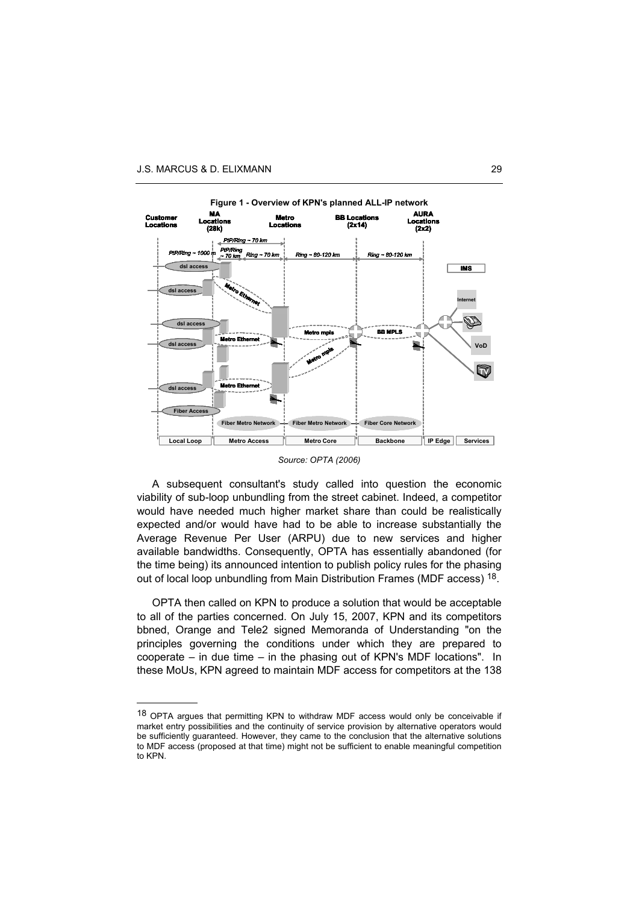**Figure 1 - Overview of KPN's planned ALL-IP network**

*Source: OPTA (2006)*

A subsequent consultant's study called into question the economic viability of sub-loop unbundling from the street cabinet. Indeed, a competitor would have needed much higher market share than could be realistically expected and/or would have had to be able to increase substantially the Average Revenue Per User (ARPU) due to new services and higher available bandwidths. Consequently, OPTA has essentially abandoned (for the time being) its announced intention to publish policy rules for the phasing out of local loop unbundling from Main Distribution Frames (MDF access) [18].

OPTA then called on KPN to produce a solution that would be acceptable to all of the parties concerned. On July 15, 2007, KPN and its competitors bbned, Orange and Tele2 signed Memoranda of Understanding "on the principles governing the conditions under which they are prepared to cooperate – in due time – in the phasing out of KPN's MDF locations". In these MoUs, KPN agreed to maintain MDF access for competitors at the 138

---

[18] OPTA argues that permitting KPN to withdraw MDF access would only be conceivable if market entry possibilities and the continuity of service provision by alternative operators would be sufficiently guaranteed. However, they came to the conclusion that the alternative solutions to MDF access (proposed at that time) might not be sufficient to enable meaningful competition to KPN.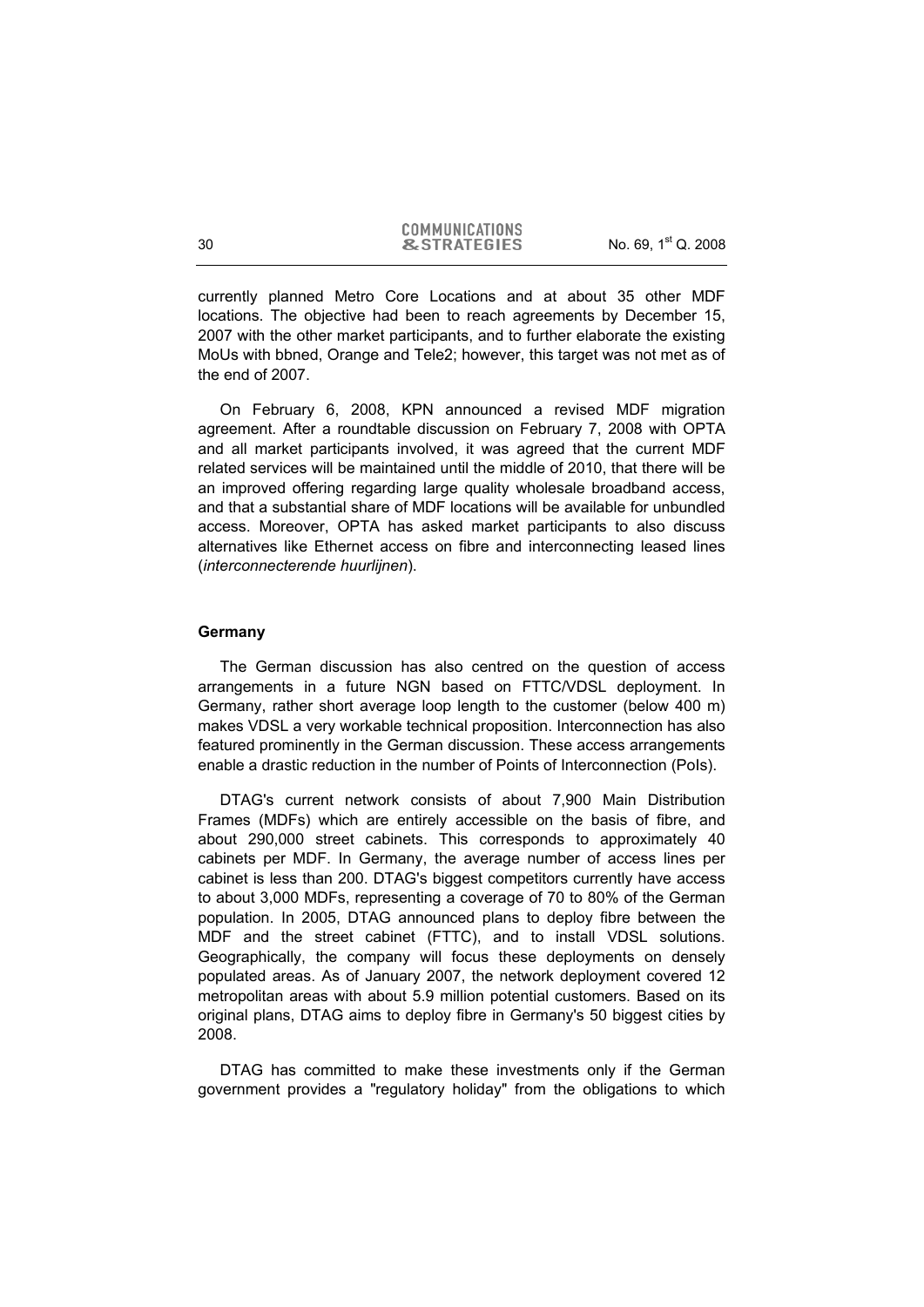currently planned Metro Core Locations and at about 35 other MDF locations. The objective had been to reach agreements by December 15, 2007 with the other market participants, and to further elaborate the existing MoUs with bbned, Orange and Tele2; however, this target was not met as of the end of 2007.

On February 6, 2008, KPN announced a revised MDF migration agreement. After a roundtable discussion on February 7, 2008 with OPTA and all market participants involved, it was agreed that the current MDF related services will be maintained until the middle of 2010, that there will be an improved offering regarding large quality wholesale broadband access, and that a substantial share of MDF locations will be available for unbundled access. Moreover, OPTA has asked market participants to also discuss alternatives like Ethernet access on fibre and interconnecting leased lines (*interconnecterende huurlijnen*).

**Germany**

The German discussion has also centred on the question of access arrangements in a future NGN based on FTTC/VDSL deployment. In Germany, rather short average loop length to the customer (below 400 m) makes VDSL a very workable technical proposition. Interconnection has also featured prominently in the German discussion. These access arrangements enable a drastic reduction in the number of Points of Interconnection (PoIs).

DTAG's current network consists of about 7,900 Main Distribution Frames (MDFs) which are entirely accessible on the basis of fibre, and about 290,000 street cabinets. This corresponds to approximately 40 cabinets per MDF. In Germany, the average number of access lines per cabinet is less than 200. DTAG's biggest competitors currently have access to about 3,000 MDFs, representing a coverage of 70 to 80% of the German population. In 2005, DTAG announced plans to deploy fibre between the MDF and the street cabinet (FTTC), and to install VDSL solutions. Geographically, the company will focus these deployments on densely populated areas. As of January 2007, the network deployment covered 12 metropolitan areas with about 5.9 million potential customers. Based on its original plans, DTAG aims to deploy fibre in Germany's 50 biggest cities by 2008.

DTAG has committed to make these investments only if the German government provides a "regulatory holiday" from the obligations to which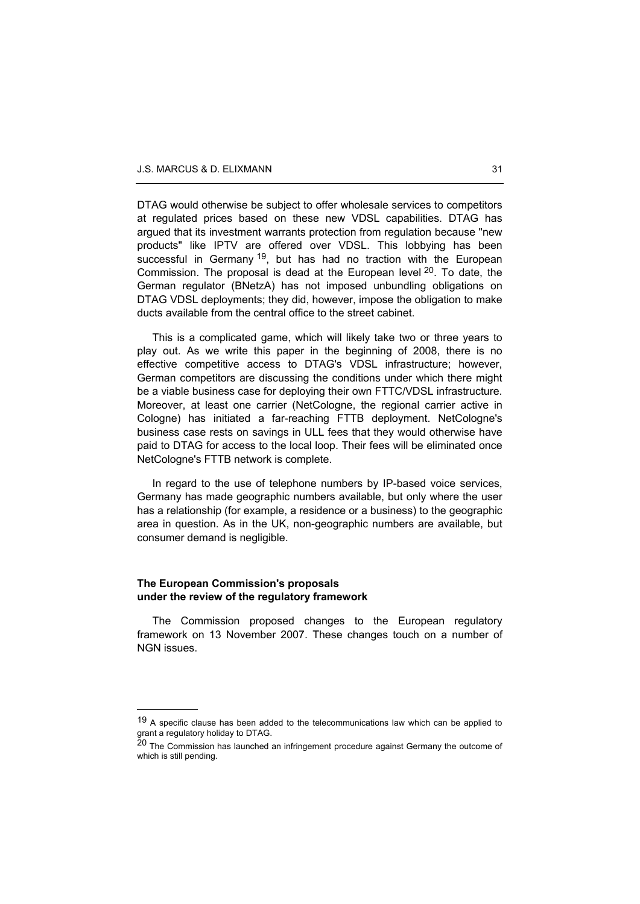DTAG would otherwise be subject to offer wholesale services to competitors at regulated prices based on these new VDSL capabilities. DTAG has argued that its investment warrants protection from regulation because "new products" like IPTV are offered over VDSL. This lobbying has been successful in Germany [19], but has had no traction with the European Commission. The proposal is dead at the European level [20]. To date, the German regulator (BNetzA) has not imposed unbundling obligations on DTAG VDSL deployments; they did, however, impose the obligation to make ducts available from the central office to the street cabinet.

This is a complicated game, which will likely take two or three years to play out. As we write this paper in the beginning of 2008, there is no effective competitive access to DTAG's VDSL infrastructure; however, German competitors are discussing the conditions under which there might be a viable business case for deploying their own FTTC/VDSL infrastructure. Moreover, at least one carrier (NetCologne, the regional carrier active in Cologne) has initiated a far-reaching FTTB deployment. NetCologne's business case rests on savings in ULL fees that they would otherwise have paid to DTAG for access to the local loop. Their fees will be eliminated once NetCologne's FTTB network is complete.

In regard to the use of telephone numbers by IP-based voice services, Germany has made geographic numbers available, but only where the user has a relationship (for example, a residence or a business) to the geographic area in question. As in the UK, non-geographic numbers are available, but consumer demand is negligible.

### The European Commission's proposals under the review of the regulatory framework

The Commission proposed changes to the European regulatory framework on 13 November 2007. These changes touch on a number of NGN issues.

---

[19] A specific clause has been added to the telecommunications law which can be applied to grant a regulatory holiday to DTAG.

[20] The Commission has launched an infringement procedure against Germany the outcome of which is still pending.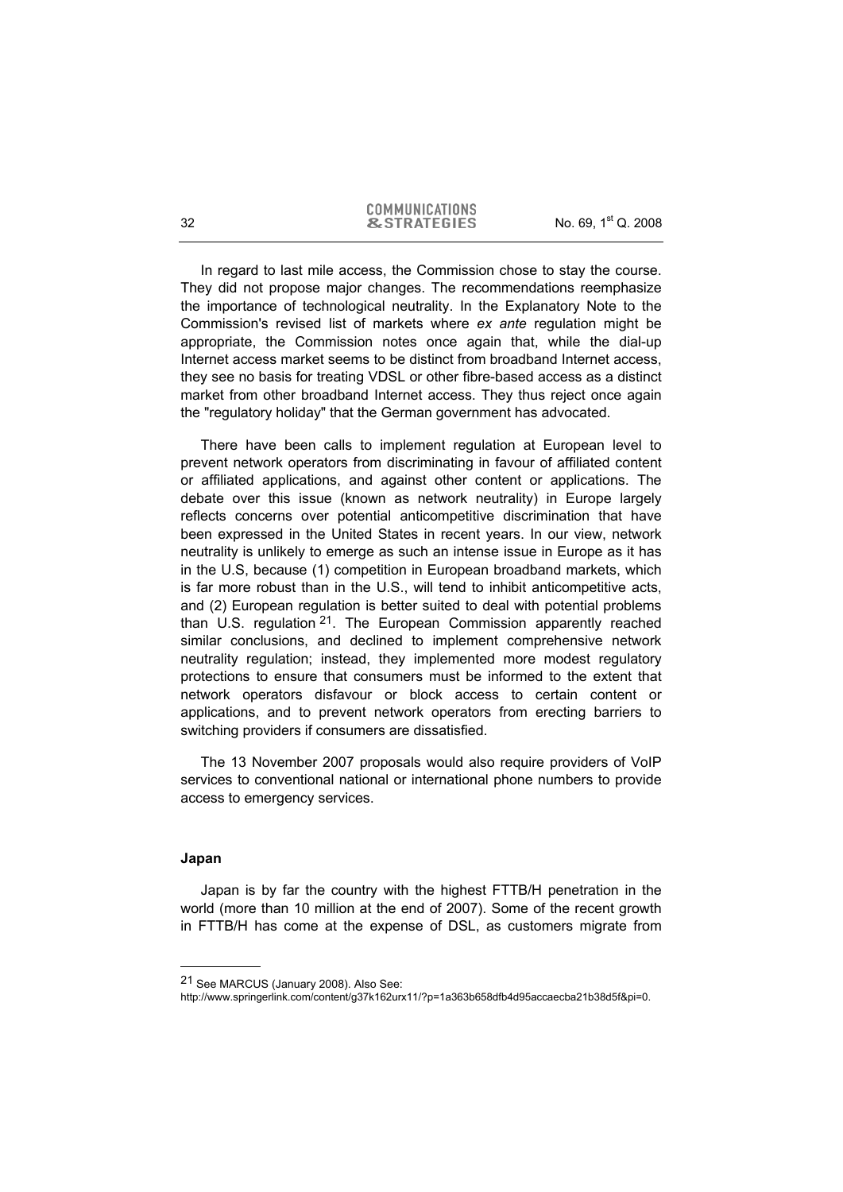In regard to last mile access, the Commission chose to stay the course. They did not propose major changes. The recommendations reemphasize the importance of technological neutrality. In the Explanatory Note to the Commission's revised list of markets where *ex ante* regulation might be appropriate, the Commission notes once again that, while the dial-up Internet access market seems to be distinct from broadband Internet access, they see no basis for treating VDSL or other fibre-based access as a distinct market from other broadband Internet access. They thus reject once again the "regulatory holiday" that the German government has advocated.

There have been calls to implement regulation at European level to prevent network operators from discriminating in favour of affiliated content or affiliated applications, and against other content or applications. The debate over this issue (known as network neutrality) in Europe largely reflects concerns over potential anticompetitive discrimination that have been expressed in the United States in recent years. In our view, network neutrality is unlikely to emerge as such an intense issue in Europe as it has in the U.S, because (1) competition in European broadband markets, which is far more robust than in the U.S., will tend to inhibit anticompetitive acts, and (2) European regulation is better suited to deal with potential problems than U.S. regulation [21]. The European Commission apparently reached similar conclusions, and declined to implement comprehensive network neutrality regulation; instead, they implemented more modest regulatory protections to ensure that consumers must be informed to the extent that network operators disfavour or block access to certain content or applications, and to prevent network operators from erecting barriers to switching providers if consumers are dissatisfied.

The 13 November 2007 proposals would also require providers of VoIP services to conventional national or international phone numbers to provide access to emergency services.

#### Japan

Japan is by far the country with the highest FTTB/H penetration in the world (more than 10 million at the end of 2007). Some of the recent growth in FTTB/H has come at the expense of DSL, as customers migrate from

---

[21] See MARCUS (January 2008). Also See:
http://www.springerlink.com/content/g37k162urx11/?p=1a363b658dfb4d95accaecba21b38d5f&pi=0.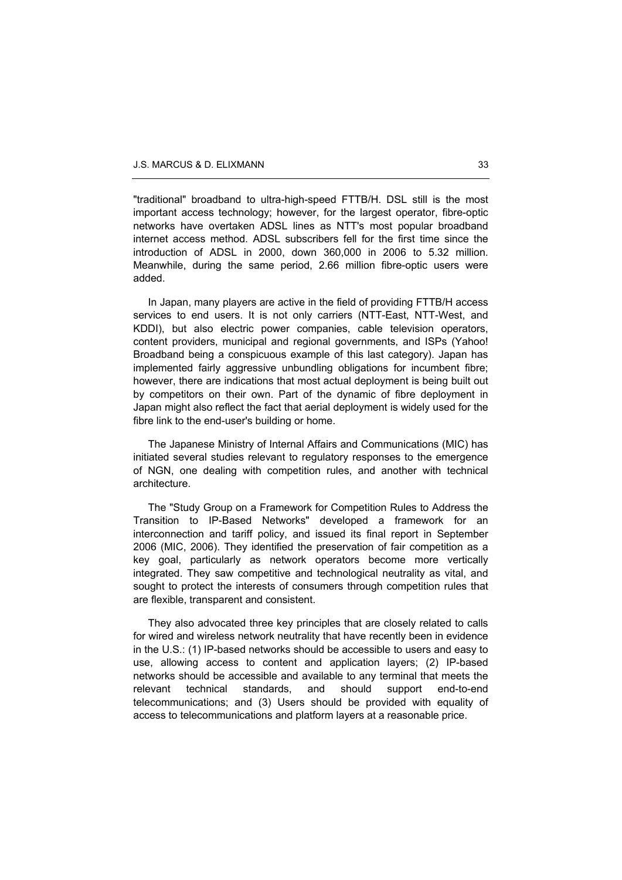"traditional" broadband to ultra-high-speed FTTB/H. DSL still is the most important access technology; however, for the largest operator, fibre-optic networks have overtaken ADSL lines as NTT's most popular broadband internet access method. ADSL subscribers fell for the first time since the introduction of ADSL in 2000, down 360,000 in 2006 to 5.32 million. Meanwhile, during the same period, 2.66 million fibre-optic users were added.

In Japan, many players are active in the field of providing FTTB/H access services to end users. It is not only carriers (NTT-East, NTT-West, and KDDI), but also electric power companies, cable television operators, content providers, municipal and regional governments, and ISPs (Yahoo! Broadband being a conspicuous example of this last category). Japan has implemented fairly aggressive unbundling obligations for incumbent fibre; however, there are indications that most actual deployment is being built out by competitors on their own. Part of the dynamic of fibre deployment in Japan might also reflect the fact that aerial deployment is widely used for the fibre link to the end-user's building or home.

The Japanese Ministry of Internal Affairs and Communications (MIC) has initiated several studies relevant to regulatory responses to the emergence of NGN, one dealing with competition rules, and another with technical architecture.

The "Study Group on a Framework for Competition Rules to Address the Transition to IP-Based Networks" developed a framework for an interconnection and tariff policy, and issued its final report in September 2006 (MIC, 2006). They identified the preservation of fair competition as a key goal, particularly as network operators become more vertically integrated. They saw competitive and technological neutrality as vital, and sought to protect the interests of consumers through competition rules that are flexible, transparent and consistent.

They also advocated three key principles that are closely related to calls for wired and wireless network neutrality that have recently been in evidence in the U.S.: (1) IP-based networks should be accessible to users and easy to use, allowing access to content and application layers; (2) IP-based networks should be accessible and available to any terminal that meets the relevant technical standards, and should support end-to-end telecommunications; and (3) Users should be provided with equality of access to telecommunications and platform layers at a reasonable price.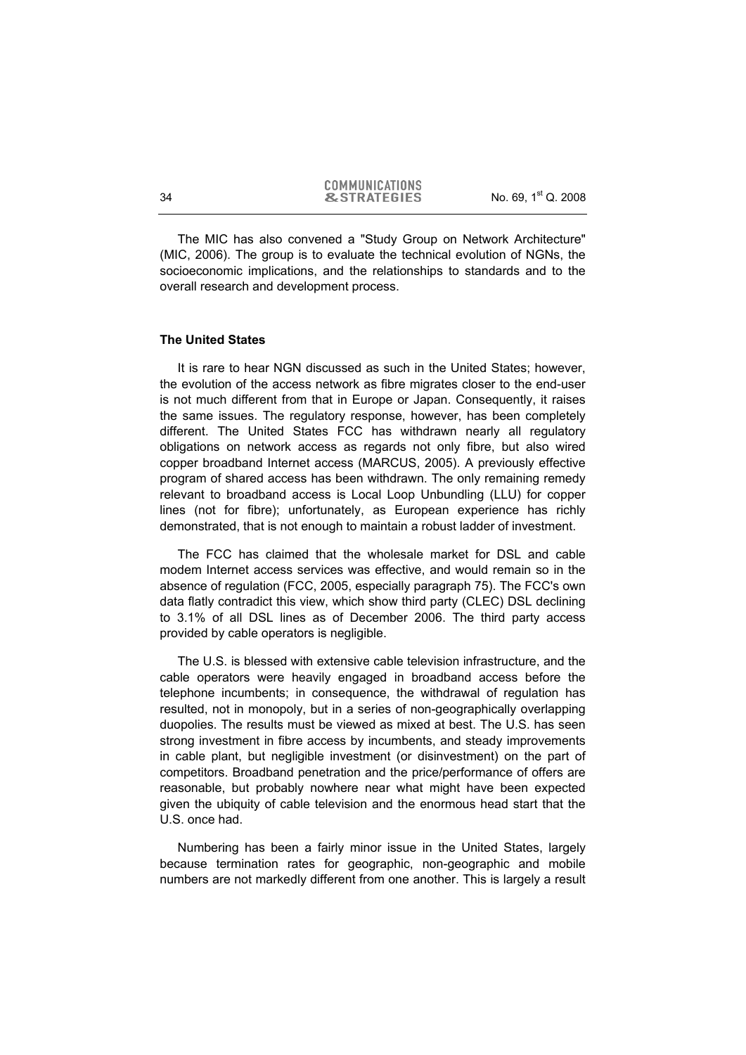The MIC has also convened a "Study Group on Network Architecture" (MIC, 2006). The group is to evaluate the technical evolution of NGNs, the socioeconomic implications, and the relationships to standards and to the overall research and development process.

### The United States

It is rare to hear NGN discussed as such in the United States; however, the evolution of the access network as fibre migrates closer to the end-user is not much different from that in Europe or Japan. Consequently, it raises the same issues. The regulatory response, however, has been completely different. The United States FCC has withdrawn nearly all regulatory obligations on network access as regards not only fibre, but also wired copper broadband Internet access (MARCUS, 2005). A previously effective program of shared access has been withdrawn. The only remaining remedy relevant to broadband access is Local Loop Unbundling (LLU) for copper lines (not for fibre); unfortunately, as European experience has richly demonstrated, that is not enough to maintain a robust ladder of investment.

The FCC has claimed that the wholesale market for DSL and cable modem Internet access services was effective, and would remain so in the absence of regulation (FCC, 2005, especially paragraph 75). The FCC's own data flatly contradict this view, which show third party (CLEC) DSL declining to 3.1% of all DSL lines as of December 2006. The third party access provided by cable operators is negligible.

The U.S. is blessed with extensive cable television infrastructure, and the cable operators were heavily engaged in broadband access before the telephone incumbents; in consequence, the withdrawal of regulation has resulted, not in monopoly, but in a series of non-geographically overlapping duopolies. The results must be viewed as mixed at best. The U.S. has seen strong investment in fibre access by incumbents, and steady improvements in cable plant, but negligible investment (or disinvestment) on the part of competitors. Broadband penetration and the price/performance of offers are reasonable, but probably nowhere near what might have been expected given the ubiquity of cable television and the enormous head start that the U.S. once had.

Numbering has been a fairly minor issue in the United States, largely because termination rates for geographic, non-geographic and mobile numbers are not markedly different from one another. This is largely a result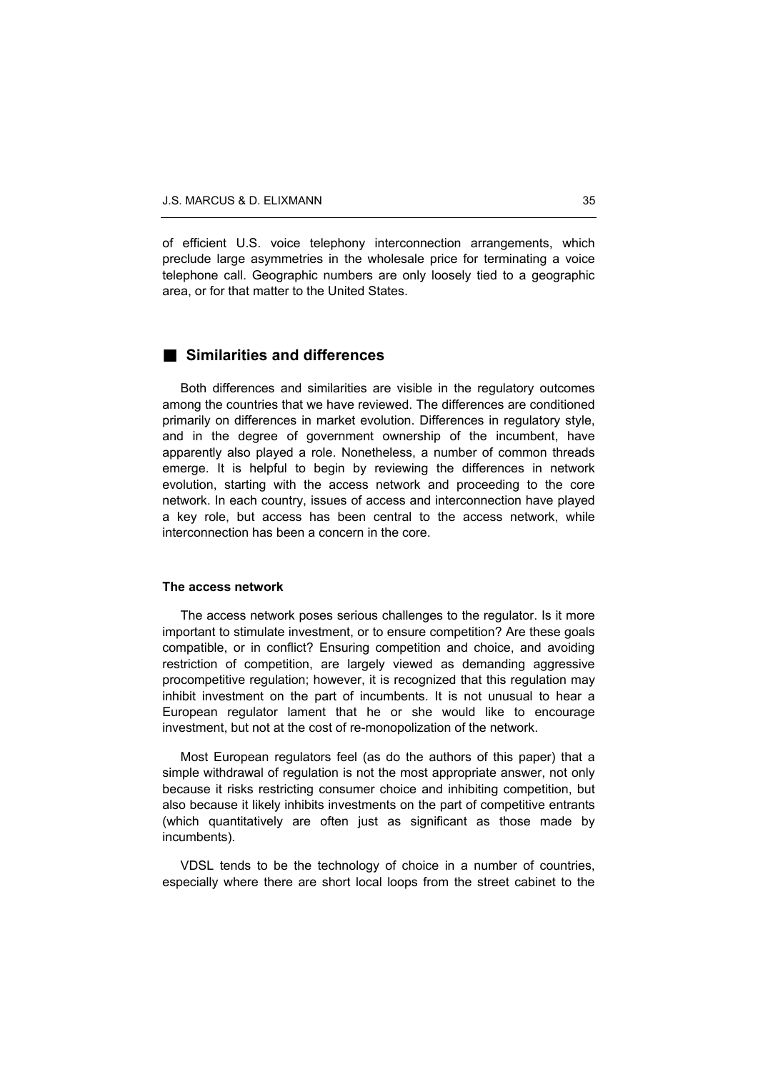of efficient U.S. voice telephony interconnection arrangements, which preclude large asymmetries in the wholesale price for terminating a voice telephone call. Geographic numbers are only loosely tied to a geographic area, or for that matter to the United States.

## Similarities and differences

Both differences and similarities are visible in the regulatory outcomes among the countries that we have reviewed. The differences are conditioned primarily on differences in market evolution. Differences in regulatory style, and in the degree of government ownership of the incumbent, have apparently also played a role. Nonetheless, a number of common threads emerge. It is helpful to begin by reviewing the differences in network evolution, starting with the access network and proceeding to the core network. In each country, issues of access and interconnection have played a key role, but access has been central to the access network, while interconnection has been a concern in the core.

### The access network

The access network poses serious challenges to the regulator. Is it more important to stimulate investment, or to ensure competition? Are these goals compatible, or in conflict? Ensuring competition and choice, and avoiding restriction of competition, are largely viewed as demanding aggressive procompetitive regulation; however, it is recognized that this regulation may inhibit investment on the part of incumbents. It is not unusual to hear a European regulator lament that he or she would like to encourage investment, but not at the cost of re-monopolization of the network.

Most European regulators feel (as do the authors of this paper) that a simple withdrawal of regulation is not the most appropriate answer, not only because it risks restricting consumer choice and inhibiting competition, but also because it likely inhibits investments on the part of competitive entrants (which quantitatively are often just as significant as those made by incumbents).

VDSL tends to be the technology of choice in a number of countries, especially where there are short local loops from the street cabinet to the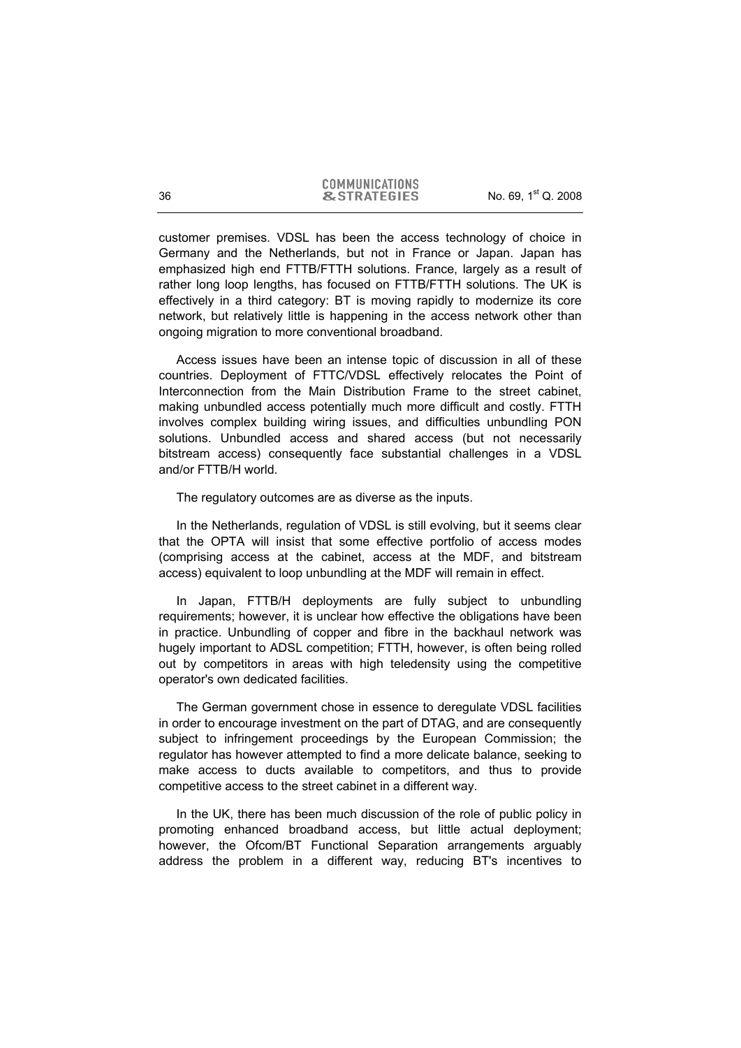customer premises. VDSL has been the access technology of choice in Germany and the Netherlands, but not in France or Japan. Japan has emphasized high end FTTB/FTTH solutions. France, largely as a result of rather long loop lengths, has focused on FTTB/FTTH solutions. The UK is effectively in a third category: BT is moving rapidly to modernize its core network, but relatively little is happening in the access network other than ongoing migration to more conventional broadband.

Access issues have been an intense topic of discussion in all of these countries. Deployment of FTTC/VDSL effectively relocates the Point of Interconnection from the Main Distribution Frame to the street cabinet, making unbundled access potentially much more difficult and costly. FTTH involves complex building wiring issues, and difficulties unbundling PON solutions. Unbundled access and shared access (but not necessarily bitstream access) consequently face substantial challenges in a VDSL and/or FTTB/H world.

The regulatory outcomes are as diverse as the inputs.

In the Netherlands, regulation of VDSL is still evolving, but it seems clear that the OPTA will insist that some effective portfolio of access modes (comprising access at the cabinet, access at the MDF, and bitstream access) equivalent to loop unbundling at the MDF will remain in effect.

In Japan, FTTB/H deployments are fully subject to unbundling requirements; however, it is unclear how effective the obligations have been in practice. Unbundling of copper and fibre in the backhaul network was hugely important to ADSL competition; FTTH, however, is often being rolled out by competitors in areas with high teledensity using the competitive operator's own dedicated facilities.

The German government chose in essence to deregulate VDSL facilities in order to encourage investment on the part of DTAG, and are consequently subject to infringement proceedings by the European Commission; the regulator has however attempted to find a more delicate balance, seeking to make access to ducts available to competitors, and thus to provide competitive access to the street cabinet in a different way.

In the UK, there has been much discussion of the role of public policy in promoting enhanced broadband access, but little actual deployment; however, the Ofcom/BT Functional Separation arrangements arguably address the problem in a different way, reducing BT's incentives to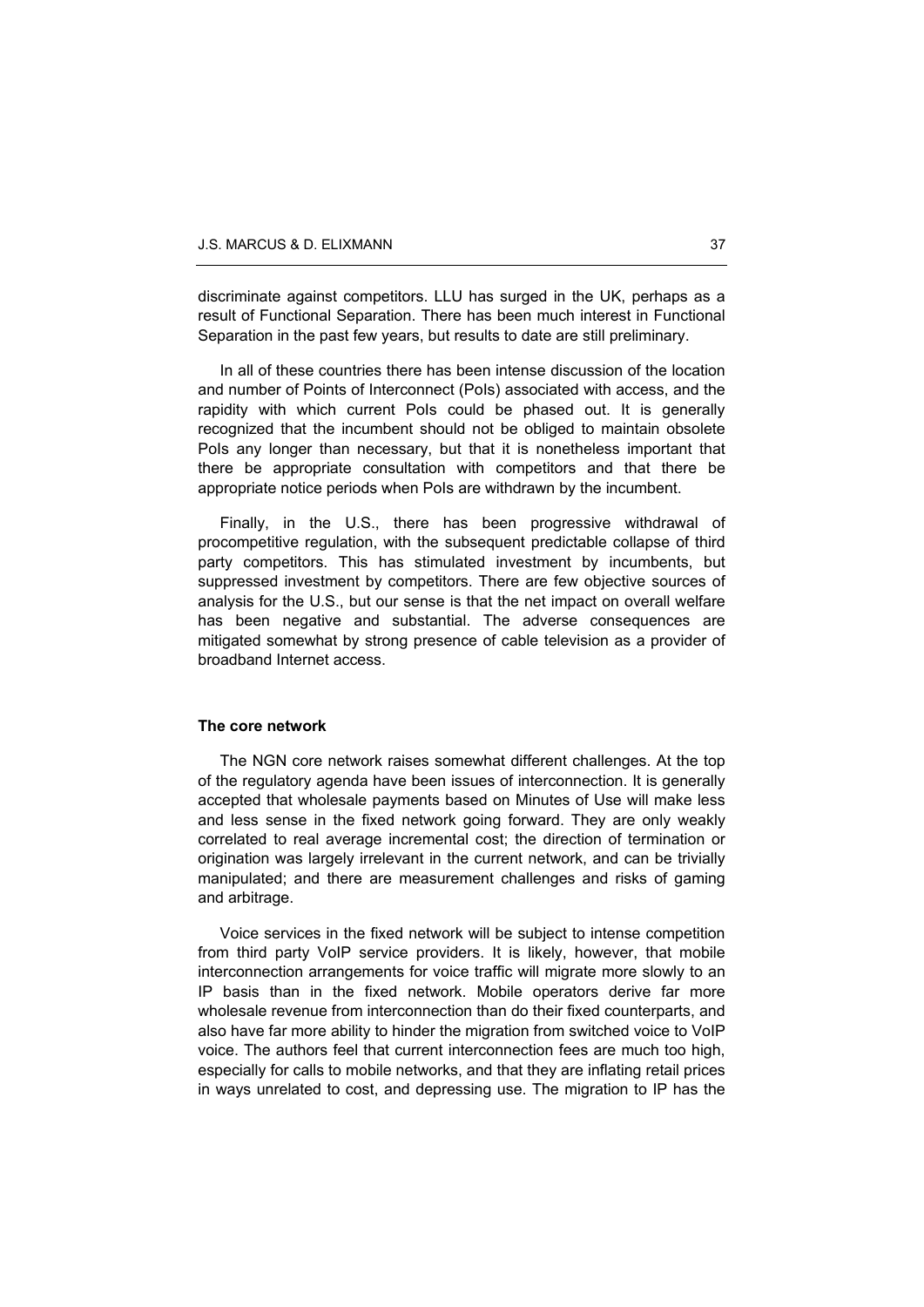discriminate against competitors. LLU has surged in the UK, perhaps as a result of Functional Separation. There has been much interest in Functional Separation in the past few years, but results to date are still preliminary.

In all of these countries there has been intense discussion of the location and number of Points of Interconnect (PoIs) associated with access, and the rapidity with which current PoIs could be phased out. It is generally recognized that the incumbent should not be obliged to maintain obsolete PoIs any longer than necessary, but that it is nonetheless important that there be appropriate consultation with competitors and that there be appropriate notice periods when PoIs are withdrawn by the incumbent.

Finally, in the U.S., there has been progressive withdrawal of procompetitive regulation, with the subsequent predictable collapse of third party competitors. This has stimulated investment by incumbents, but suppressed investment by competitors. There are few objective sources of analysis for the U.S., but our sense is that the net impact on overall welfare has been negative and substantial. The adverse consequences are mitigated somewhat by strong presence of cable television as a provider of broadband Internet access.

**The core network**

The NGN core network raises somewhat different challenges. At the top of the regulatory agenda have been issues of interconnection. It is generally accepted that wholesale payments based on Minutes of Use will make less and less sense in the fixed network going forward. They are only weakly correlated to real average incremental cost; the direction of termination or origination was largely irrelevant in the current network, and can be trivially manipulated; and there are measurement challenges and risks of gaming and arbitrage.

Voice services in the fixed network will be subject to intense competition from third party VoIP service providers. It is likely, however, that mobile interconnection arrangements for voice traffic will migrate more slowly to an IP basis than in the fixed network. Mobile operators derive far more wholesale revenue from interconnection than do their fixed counterparts, and also have far more ability to hinder the migration from switched voice to VoIP voice. The authors feel that current interconnection fees are much too high, especially for calls to mobile networks, and that they are inflating retail prices in ways unrelated to cost, and depressing use. The migration to IP has the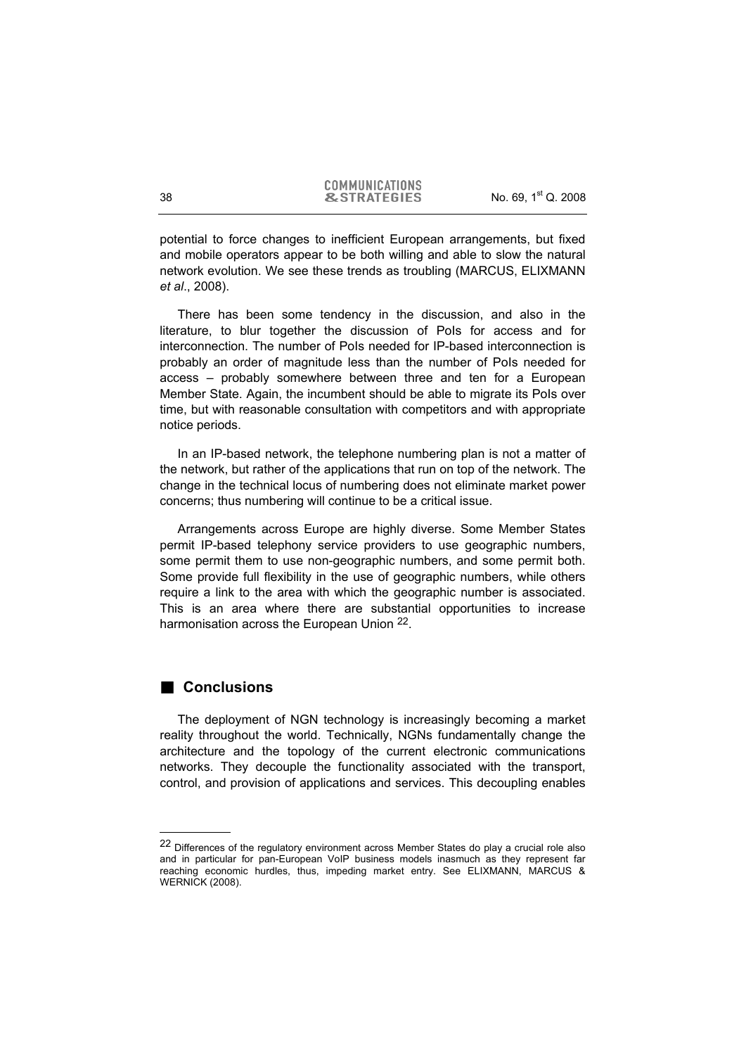potential to force changes to inefficient European arrangements, but fixed and mobile operators appear to be both willing and able to slow the natural network evolution. We see these trends as troubling (MARCUS, ELIXMANN *et al*., 2008).

There has been some tendency in the discussion, and also in the literature, to blur together the discussion of PoIs for access and for interconnection. The number of PoIs needed for IP-based interconnection is probably an order of magnitude less than the number of PoIs needed for access – probably somewhere between three and ten for a European Member State. Again, the incumbent should be able to migrate its PoIs over time, but with reasonable consultation with competitors and with appropriate notice periods.

In an IP-based network, the telephone numbering plan is not a matter of the network, but rather of the applications that run on top of the network. The change in the technical locus of numbering does not eliminate market power concerns; thus numbering will continue to be a critical issue.

Arrangements across Europe are highly diverse. Some Member States permit IP-based telephony service providers to use geographic numbers, some permit them to use non-geographic numbers, and some permit both. Some provide full flexibility in the use of geographic numbers, while others require a link to the area with which the geographic number is associated. This is an area where there are substantial opportunities to increase harmonisation across the European Union [22].

## Conclusions

The deployment of NGN technology is increasingly becoming a market reality throughout the world. Technically, NGNs fundamentally change the architecture and the topology of the current electronic communications networks. They decouple the functionality associated with the transport, control, and provision of applications and services. This decoupling enables

[22] Differences of the regulatory environment across Member States do play a crucial role also and in particular for pan-European VoIP business models inasmuch as they represent far reaching economic hurdles, thus, impeding market entry. See ELIXMANN, MARCUS & WERNICK (2008).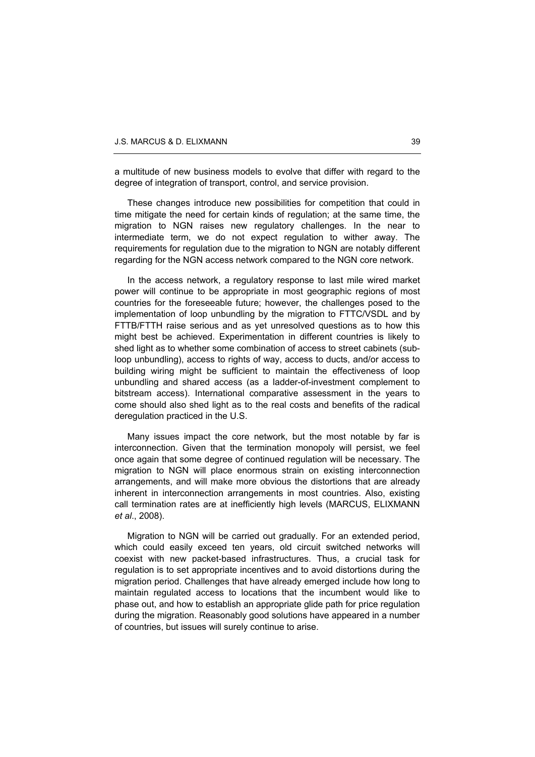a multitude of new business models to evolve that differ with regard to the degree of integration of transport, control, and service provision.

These changes introduce new possibilities for competition that could in time mitigate the need for certain kinds of regulation; at the same time, the migration to NGN raises new regulatory challenges. In the near to intermediate term, we do not expect regulation to wither away. The requirements for regulation due to the migration to NGN are notably different regarding for the NGN access network compared to the NGN core network.

In the access network, a regulatory response to last mile wired market power will continue to be appropriate in most geographic regions of most countries for the foreseeable future; however, the challenges posed to the implementation of loop unbundling by the migration to FTTC/VSDL and by FTTB/FTTH raise serious and as yet unresolved questions as to how this might best be achieved. Experimentation in different countries is likely to shed light as to whether some combination of access to street cabinets (sub-loop unbundling), access to rights of way, access to ducts, and/or access to building wiring might be sufficient to maintain the effectiveness of loop unbundling and shared access (as a ladder-of-investment complement to bitstream access). International comparative assessment in the years to come should also shed light as to the real costs and benefits of the radical deregulation practiced in the U.S.

Many issues impact the core network, but the most notable by far is interconnection. Given that the termination monopoly will persist, we feel once again that some degree of continued regulation will be necessary. The migration to NGN will place enormous strain on existing interconnection arrangements, and will make more obvious the distortions that are already inherent in interconnection arrangements in most countries. Also, existing call termination rates are at inefficiently high levels (MARCUS, ELIXMANN *et al*., 2008).

Migration to NGN will be carried out gradually. For an extended period, which could easily exceed ten years, old circuit switched networks will coexist with new packet-based infrastructures. Thus, a crucial task for regulation is to set appropriate incentives and to avoid distortions during the migration period. Challenges that have already emerged include how long to maintain regulated access to locations that the incumbent would like to phase out, and how to establish an appropriate glide path for price regulation during the migration. Reasonably good solutions have appeared in a number of countries, but issues will surely continue to arise.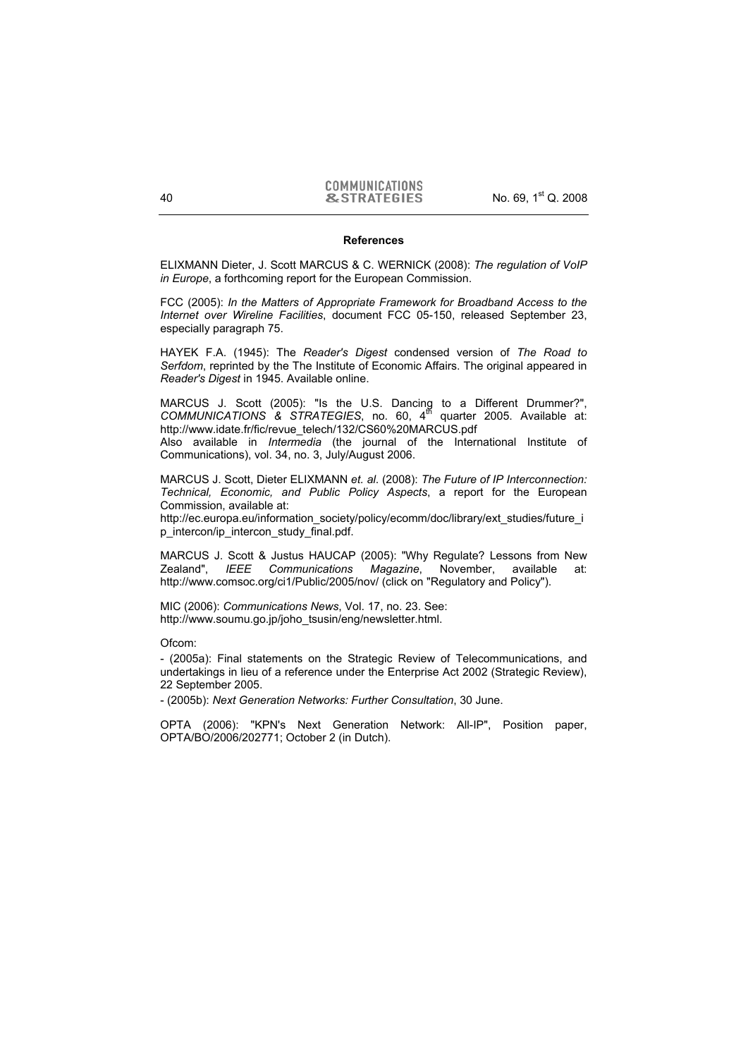**References**

ELIXMANN Dieter, J. Scott MARCUS & C. WERNICK (2008): *The regulation of VoIP in Europe*, a forthcoming report for the European Commission.

FCC (2005): *In the Matters of Appropriate Framework for Broadband Access to the Internet over Wireline Facilities*, document FCC 05-150, released September 23, especially paragraph 75.

HAYEK F.A. (1945): The *Reader's Digest* condensed version of *The Road to Serfdom*, reprinted by the The Institute of Economic Affairs. The original appeared in *Reader's Digest* in 1945. Available online.

MARCUS J. Scott (2005): "Is the U.S. Dancing to a Different Drummer?", *COMMUNICATIONS & STRATEGIES*, no. 60, 4th quarter 2005. Available at: http://www.idate.fr/fic/revue_telech/132/CS60%20MARCUS.pdf
Also available in *Intermedia* (the journal of the International Institute of Communications), vol. 34, no. 3, July/August 2006.

MARCUS J. Scott, Dieter ELIXMANN *et. al*. (2008): *The Future of IP Interconnection: Technical, Economic, and Public Policy Aspects*, a report for the European Commission, available at:
http://ec.europa.eu/information_society/policy/ecomm/doc/library/ext_studies/future_ip_intercon/ip_intercon_study_final.pdf.

MARCUS J. Scott & Justus HAUCAP (2005): "Why Regulate? Lessons from New Zealand", *IEEE Communications Magazine*, November, available at: http://www.comsoc.org/ci1/Public/2005/nov/ (click on "Regulatory and Policy").

MIC (2006): *Communications News*, Vol. 17, no. 23. See: http://www.soumu.go.jp/joho_tsusin/eng/newsletter.html.

Ofcom:

- (2005a): Final statements on the Strategic Review of Telecommunications, and undertakings in lieu of a reference under the Enterprise Act 2002 (Strategic Review), 22 September 2005.
- (2005b): *Next Generation Networks: Further Consultation*, 30 June.

OPTA (2006): "KPN's Next Generation Network: All-IP", Position paper, OPTA/BO/2006/202771; October 2 (in Dutch).